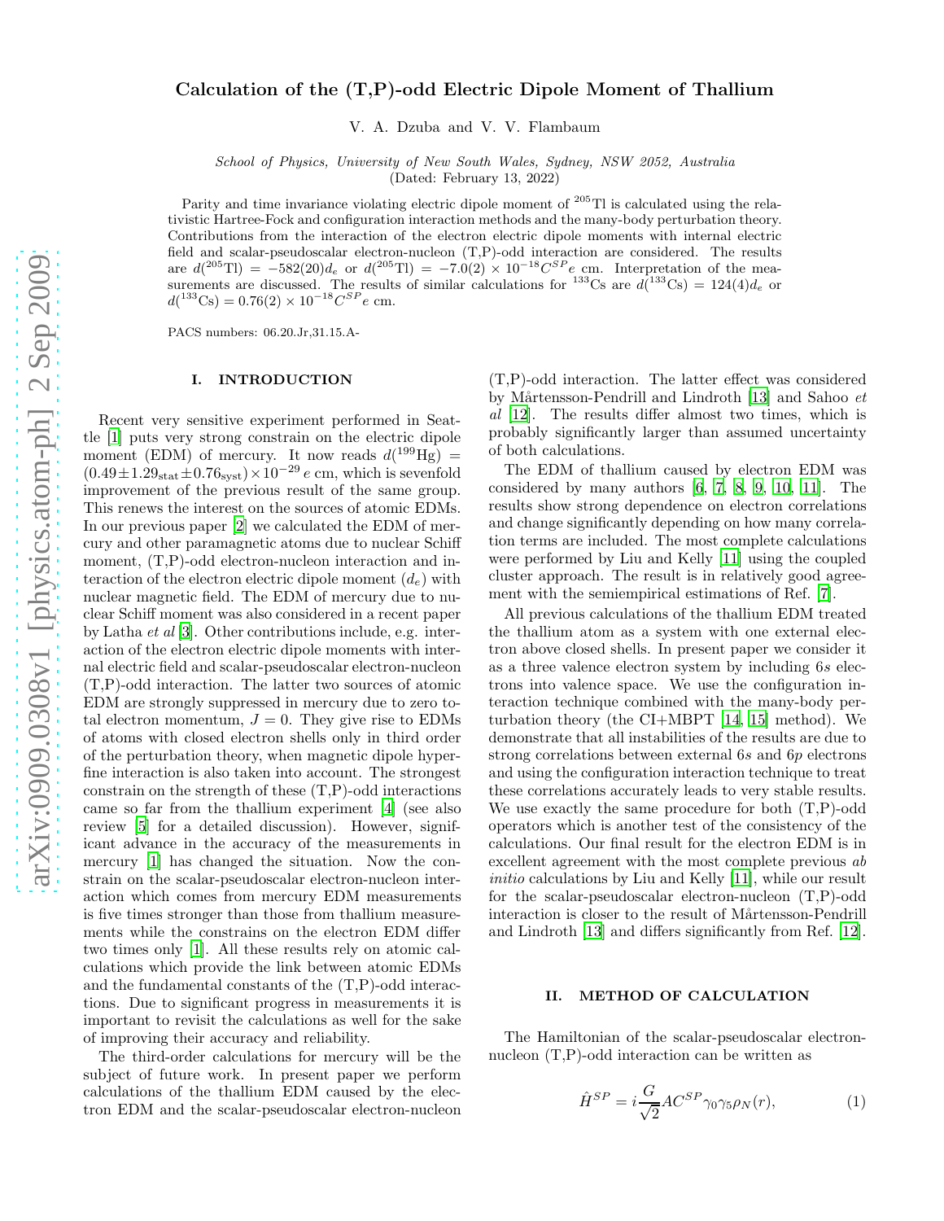# Calculation of the (T,P)-odd Electric Dipole Moment of Thallium

V. A. Dzuba and V. V. Flambaum

*School of Physics, University of New South Wales, Sydney, NSW 2052, Australia*
(Dated: February 13, 2022)

Parity and time invariance violating electric dipole moment of $^{205}$Tl is calculated using the relativistic Hartree-Fock and configuration interaction methods and the many-body perturbation theory. Contributions from the interaction of the electron electric dipole moments with internal electric field and scalar-pseudoscalar electron-nucleon (T,P)-odd interaction are considered. The results are $d(^{205}\text{Tl}) = -582(20)d_e$ or $d(^{205}\text{Tl}) = -7.0(2) \times 10^{-18} C^{SP} e$ cm. Interpretation of the measurements are discussed. The results of similar calculations for $^{133}$Cs are $d(^{133}\text{Cs}) = 124(4)d_e$ or $d(^{133}\text{Cs}) = 0.76(2) \times 10^{-18} C^{SP} e$ cm.

PACS numbers: 06.20.Jr,31.15.A-

## I. INTRODUCTION

Recent very sensitive experiment performed in Seattle [1] puts very strong constrain on the electric dipole moment (EDM) of mercury. It now reads $d(^{199}\text{Hg}) = (0.49 \pm 1.29_{\text{stat}} \pm 0.76_{\text{syst}}) \times 10^{-29}\, e$ cm, which is sevenfold improvement of the previous result of the same group. This renews the interest on the sources of atomic EDMs. In our previous paper [2] we calculated the EDM of mercury and other paramagnetic atoms due to nuclear Schiff moment, (T,P)-odd electron-nucleon interaction and interaction of the electron electric dipole moment ($d_e$) with nuclear magnetic field. The EDM of mercury due to nuclear Schiff moment was also considered in a recent paper by Latha *et al* [3]. Other contributions include, e.g. interaction of the electron electric dipole moments with internal electric field and scalar-pseudoscalar electron-nucleon (T,P)-odd interaction. The latter two sources of atomic EDM are strongly suppressed in mercury due to zero total electron momentum, $J = 0$. They give rise to EDMs of atoms with closed electron shells only in third order of the perturbation theory, when magnetic dipole hyperfine interaction is also taken into account. The strongest constrain on the strength of these (T,P)-odd interactions came so far from the thallium experiment [4] (see also review [5] for a detailed discussion). However, significant advance in the accuracy of the measurements in mercury [1] has changed the situation. Now the constrain on the scalar-pseudoscalar electron-nucleon interaction which comes from mercury EDM measurements is five times stronger than those from thallium measurements while the constrains on the electron EDM differ two times only [1]. All these results rely on atomic calculations which provide the link between atomic EDMs and the fundamental constants of the (T,P)-odd interactions. Due to significant progress in measurements it is important to revisit the calculations as well for the sake of improving their accuracy and reliability.

The third-order calculations for mercury will be the subject of future work. In present paper we perform calculations of the thallium EDM caused by the electron EDM and the scalar-pseudoscalar electron-nucleon (T,P)-odd interaction. The latter effect was considered by Mårtensson-Pendrill and Lindroth [13] and Sahoo *et al* [12]. The results differ almost two times, which is probably significantly larger than assumed uncertainty of both calculations.

The EDM of thallium caused by electron EDM was considered by many authors [6, 7, 8, 9, 10, 11]. The results show strong dependence on electron correlations and change significantly depending on how many correlation terms are included. The most complete calculations were performed by Liu and Kelly [11] using the coupled cluster approach. The result is in relatively good agreement with the semiempirical estimations of Ref. [7].

All previous calculations of the thallium EDM treated the thallium atom as a system with one external electron above closed shells. In present paper we consider it as a three valence electron system by including $6s$ electrons into valence space. We use the configuration interaction technique combined with the many-body perturbation theory (the CI+MBPT [14, 15] method). We demonstrate that all instabilities of the results are due to strong correlations between external $6s$ and $6p$ electrons and using the configuration interaction technique to treat these correlations accurately leads to very stable results. We use exactly the same procedure for both (T,P)-odd operators which is another test of the consistency of the calculations. Our final result for the electron EDM is in excellent agreement with the most complete previous *ab initio* calculations by Liu and Kelly [11], while our result for the scalar-pseudoscalar electron-nucleon (T,P)-odd interaction is closer to the result of Mårtensson-Pendrill and Lindroth [13] and differs significantly from Ref. [12].

## II. METHOD OF CALCULATION

The Hamiltonian of the scalar-pseudoscalar electron-nucleon (T,P)-odd interaction can be written as

$$\hat{H}^{SP} = i\frac{G}{\sqrt{2}} A C^{SP} \gamma_0 \gamma_5 \rho_N(r), \tag{1}$$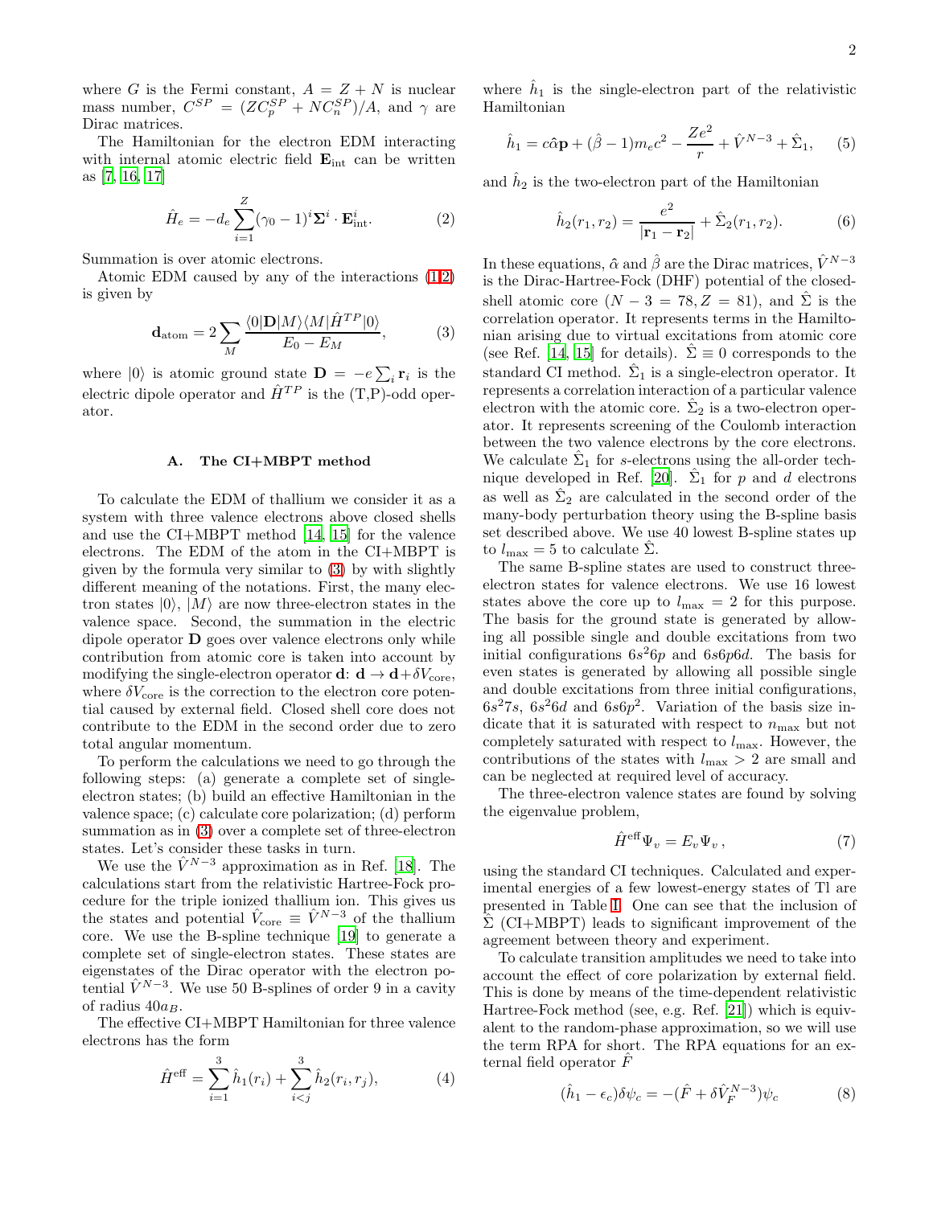where $G$ is the Fermi constant, $A = Z + N$ is nuclear mass number, $C^{SP} = (ZC_p^{SP} + NC_n^{SP})/A$, and $\gamma$ are Dirac matrices.

The Hamiltonian for the electron EDM interacting with internal atomic electric field $\mathbf{E}_{\rm int}$ can be written as [7, 16, 17]

$$\hat{H}_e = -d_e \sum_{i=1}^{Z} (\gamma_0 - 1)^i \mathbf{\Sigma}^i \cdot \mathbf{E}^i_{\rm int}. \quad (2)$$

Summation is over atomic electrons.

Atomic EDM caused by any of the interactions (1,2) is given by

$$\mathbf{d}_{\rm atom} = 2 \sum_M \frac{\langle 0|\mathbf{D}|M\rangle\langle M|\hat{H}^{TP}|0\rangle}{E_0 - E_M}, \quad (3)$$

where $|0\rangle$ is atomic ground state $\mathbf{D} = -e\sum_i \mathbf{r}_i$ is the electric dipole operator and $\hat{H}^{TP}$ is the (T,P)-odd operator.

### A. The CI+MBPT method

To calculate the EDM of thallium we consider it as a system with three valence electrons above closed shells and use the CI+MBPT method [14, 15] for the valence electrons. The EDM of the atom in the CI+MBPT is given by the formula very similar to (3) by with slightly different meaning of the notations. First, the many electron states $|0\rangle$, $|M\rangle$ are now three-electron states in the valence space. Second, the summation in the electric dipole operator $\mathbf{D}$ goes over valence electrons only while contribution from atomic core is taken into account by modifying the single-electron operator $\mathbf{d}$: $\mathbf{d} \rightarrow \mathbf{d} + \delta V_{\rm core}$, where $\delta V_{\rm core}$ is the correction to the electron core potential caused by external field. Closed shell core does not contribute to the EDM in the second order due to zero total angular momentum.

To perform the calculations we need to go through the following steps: (a) generate a complete set of single-electron states; (b) build an effective Hamiltonian in the valence space; (c) calculate core polarization; (d) perform summation as in (3) over a complete set of three-electron states. Let's consider these tasks in turn.

We use the $\hat{V}^{N-3}$ approximation as in Ref. [18]. The calculations start from the relativistic Hartree-Fock procedure for the triple ionized thallium ion. This gives us the states and potential $\hat{V}_{\rm core} \equiv \hat{V}^{N-3}$ of the thallium core. We use the B-spline technique [19] to generate a complete set of single-electron states. These states are eigenstates of the Dirac operator with the electron potential $\hat{V}^{N-3}$. We use 50 B-splines of order 9 in a cavity of radius $40a_B$.

The effective CI+MBPT Hamiltonian for three valence electrons has the form

$$\hat{H}^{\rm eff} = \sum_{i=1}^{3} \hat{h}_1(r_i) + \sum_{i<j}^{3} \hat{h}_2(r_i, r_j), \quad (4)$$

where $\hat{h}_1$ is the single-electron part of the relativistic Hamiltonian

$$\hat{h}_1 = c\hat{\alpha}\mathbf{p} + (\hat{\beta} - 1)m_e c^2 - \frac{Ze^2}{r} + \hat{V}^{N-3} + \hat{\Sigma}_1, \quad (5)$$

and $\hat{h}_2$ is the two-electron part of the Hamiltonian

$$\hat{h}_2(r_1, r_2) = \frac{e^2}{|\mathbf{r}_1 - \mathbf{r}_2|} + \hat{\Sigma}_2(r_1, r_2). \quad (6)$$

In these equations, $\hat{\alpha}$ and $\hat{\beta}$ are the Dirac matrices, $\hat{V}^{N-3}$ is the Dirac-Hartree-Fock (DHF) potential of the closed-shell atomic core ($N - 3 = 78, Z = 81$), and $\hat{\Sigma}$ is the correlation operator. It represents terms in the Hamiltonian arising due to virtual excitations from atomic core (see Ref. [14, 15] for details). $\hat{\Sigma} \equiv 0$ corresponds to the standard CI method. $\hat{\Sigma}_1$ is a single-electron operator. It represents a correlation interaction of a particular valence electron with the atomic core. $\hat{\Sigma}_2$ is a two-electron operator. It represents screening of the Coulomb interaction between the two valence electrons by the core electrons. We calculate $\hat{\Sigma}_1$ for $s$-electrons using the all-order technique developed in Ref. [20]. $\hat{\Sigma}_1$ for $p$ and $d$ electrons as well as $\hat{\Sigma}_2$ are calculated in the second order of the many-body perturbation theory using the B-spline basis set described above. We use 40 lowest B-spline states up to $l_{\rm max} = 5$ to calculate $\hat{\Sigma}$.

The same B-spline states are used to construct three-electron states for valence electrons. We use 16 lowest states above the core up to $l_{\rm max} = 2$ for this purpose. The basis for the ground state is generated by allowing all possible single and double excitations from two initial configurations $6s^26p$ and $6s6p6d$. The basis for even states is generated by allowing all possible single and double excitations from three initial configurations, $6s^27s$, $6s^26d$ and $6s6p^2$. Variation of the basis size indicate that it is saturated with respect to $n_{\rm max}$ but not completely saturated with respect to $l_{\rm max}$. However, the contributions of the states with $l_{\rm max} > 2$ are small and can be neglected at required level of accuracy.

The three-electron valence states are found by solving the eigenvalue problem,

$$\hat{H}^{\rm eff}\Psi_v = E_v\Psi_v \, , \quad (7)$$

using the standard CI techniques. Calculated and experimental energies of a few lowest-energy states of Tl are presented in Table I. One can see that the inclusion of $\hat{\Sigma}$ (CI+MBPT) leads to significant improvement of the agreement between theory and experiment.

To calculate transition amplitudes we need to take into account the effect of core polarization by external field. This is done by means of the time-dependent relativistic Hartree-Fock method (see, e.g. Ref. [21]) which is equivalent to the random-phase approximation, so we will use the term RPA for short. The RPA equations for an external field operator $\hat{F}$

$$(\hat{h}_1 - \epsilon_c)\delta\psi_c = -(\hat{F} + \delta\hat{V}_F^{N-3})\psi_c \quad (8)$$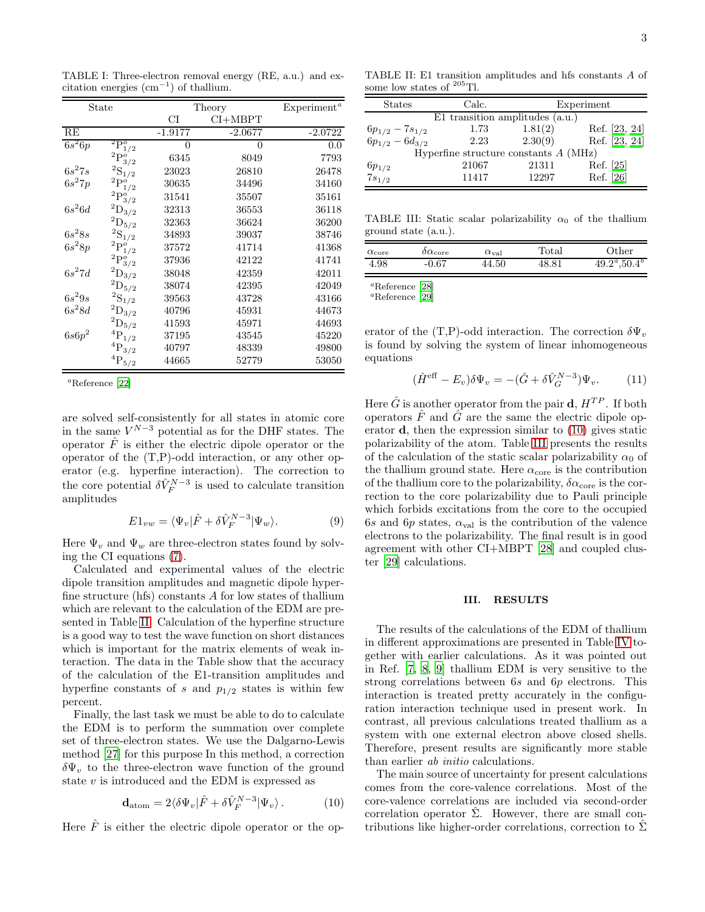TABLE I: Three-electron removal energy (RE, a.u.) and excitation energies ($cm^{-1}$) of thallium.

| State | | Theory | | Experiment[a] |
|---|---|---|---|---|
| | | CI | CI+MBPT | |
| RE | | -1.9177 | -2.0677 | -2.0722 |
| $6s^26p$ | $^2P^o_{1/2}$ | 0 | 0 | 0.0 |
| | $^2P^o_{3/2}$ | 6345 | 8049 | 7793 |
| $6s^27s$ | $^2S_{1/2}$ | 23023 | 26810 | 26478 |
| $6s^27p$ | $^2P^o_{1/2}$ | 30635 | 34496 | 34160 |
| | $^2P^o_{3/2}$ | 31541 | 35507 | 35161 |
| $6s^26d$ | $^2D_{3/2}$ | 32313 | 36553 | 36118 |
| | $^2D_{5/2}$ | 32363 | 36624 | 36200 |
| $6s^28s$ | $^2S_{1/2}$ | 34893 | 39037 | 38746 |
| $6s^28p$ | $^2P^o_{1/2}$ | 37572 | 41714 | 41368 |
| | $^2P^o_{3/2}$ | 37936 | 42122 | 41741 |
| $6s^27d$ | $^2D_{3/2}$ | 38048 | 42359 | 42011 |
| | $^2D_{5/2}$ | 38074 | 42395 | 42049 |
| $6s^29s$ | $^2S_{1/2}$ | 39563 | 43728 | 43166 |
| $6s^28d$ | $^2D_{3/2}$ | 40796 | 45931 | 44673 |
| | $^2D_{5/2}$ | 41593 | 45971 | 44693 |
| $6s6p^2$ | $^4P_{1/2}$ | 37195 | 43545 | 45220 |
| | $^4P_{3/2}$ | 40797 | 48339 | 49800 |
| | $^4P_{5/2}$ | 44665 | 52779 | 53050 |

[a]Reference [22]

are solved self-consistently for all states in atomic core in the same $V^{N-3}$ potential as for the DHF states. The operator $\hat{F}$ is either the electric dipole operator or the operator of the (T,P)-odd interaction, or any other operator (e.g. hyperfine interaction). The correction to the core potential $\delta\hat{V}_F^{N-3}$ is used to calculate transition amplitudes

$$E1_{vw} = \langle\Psi_v|\hat{F} + \delta\hat{V}_F^{N-3}|\Psi_w\rangle. \tag{9}$$

Here $\Psi_v$ and $\Psi_w$ are three-electron states found by solving the CI equations (7).

Calculated and experimental values of the electric dipole transition amplitudes and magnetic dipole hyperfine structure (hfs) constants $A$ for low states of thallium which are relevant to the calculation of the EDM are presented in Table II. Calculation of the hyperfine structure is a good way to test the wave function on short distances which is important for the matrix elements of weak interaction. The data in the Table show that the accuracy of the calculation of the E1-transition amplitudes and hyperfine constants of $s$ and $p_{1/2}$ states is within few percent.

Finally, the last task we must be able to do to calculate the EDM is to perform the summation over complete set of three-electron states. We use the Dalgarno-Lewis method [27] for this purpose In this method, a correction $\delta\Psi_v$ to the three-electron wave function of the ground state $v$ is introduced and the EDM is expressed as

$$\mathbf{d}_{\rm atom} = 2\langle\delta\Psi_v|\hat{F} + \delta\hat{V}_F^{N-3}|\Psi_v\rangle\,. \tag{10}$$

Here $\hat{F}$ is either the electric dipole operator or the operator of the (T,P)-odd interaction. The correction $\delta\Psi_v$ is found by solving the system of linear inhomogeneous equations

$$(\hat{H}^{\rm eff} - E_v)\delta\Psi_v = -(\hat{G} + \delta\hat{V}_G^{N-3})\Psi_v. \tag{11}$$

Here $\hat{G}$ is another operator from the pair $\mathbf{d}$, $H^{TP}$. If both operators $\hat{F}$ and $\hat{G}$ are the same the electric dipole operator $\mathbf{d}$, then the expression similar to (10) gives static polarizability of the atom. Table III presents the results of the calculation of the static scalar polarizability $\alpha_0$ of the thallium ground state. Here $\alpha_{\rm core}$ is the contribution of the thallium core to the polarizability, $\delta\alpha_{\rm core}$ is the correction to the core polarizability due to Pauli principle which forbids excitations from the core to the occupied $6s$ and $6p$ states, $\alpha_{\rm val}$ is the contribution of the valence electrons to the polarizability. The final result is in good agreement with other CI+MBPT [28] and coupled cluster [29] calculations.

TABLE II: E1 transition amplitudes and hfs constants $A$ of some low states of $^{205}$Tl.

| States | Calc. | Experiment | |
|---|---|---|---|
| E1 transition amplitudes (a.u.) | | | |
| $6p_{1/2} - 7s_{1/2}$ | 1.73 | 1.81(2) | Ref. [23, 24] |
| $6p_{1/2} - 6d_{3/2}$ | 2.23 | 2.30(9) | Ref. [23, 24] |
| Hyperfine structure constants $A$ (MHz) | | | |
| $6p_{1/2}$ | 21067 | 21311 | Ref. [25] |
| $7s_{1/2}$ | 11417 | 12297 | Ref. [26] |

TABLE III: Static scalar polarizability $\alpha_0$ of the thallium ground state (a.u.).

| $\alpha_{\rm core}$ | $\delta\alpha_{\rm core}$ | $\alpha_{\rm val}$ | Total | Other |
|---|---|---|---|---|
| 4.98 | -0.67 | 44.50 | 48.81 | 49.2[a],50.4[b] |

[a]Reference [28]
[a]Reference [29]

## III. RESULTS

The results of the calculations of the EDM of thallium in different approximations are presented in Table IV together with earlier calculations. As it was pointed out in Ref. [7, 8, 9] thallium EDM is very sensitive to the strong correlations between $6s$ and $6p$ electrons. This interaction is treated pretty accurately in the configuration interaction technique used in present work. In contrast, all previous calculations treated thallium as a system with one external electron above closed shells. Therefore, present results are significantly more stable than earlier *ab initio* calculations.

The main source of uncertainty for present calculations comes from the core-valence correlations. Most of the core-valence correlations are included via second-order correlation operator $\hat{\Sigma}$. However, there are small contributions like higher-order correlations, correction to $\hat{\Sigma}$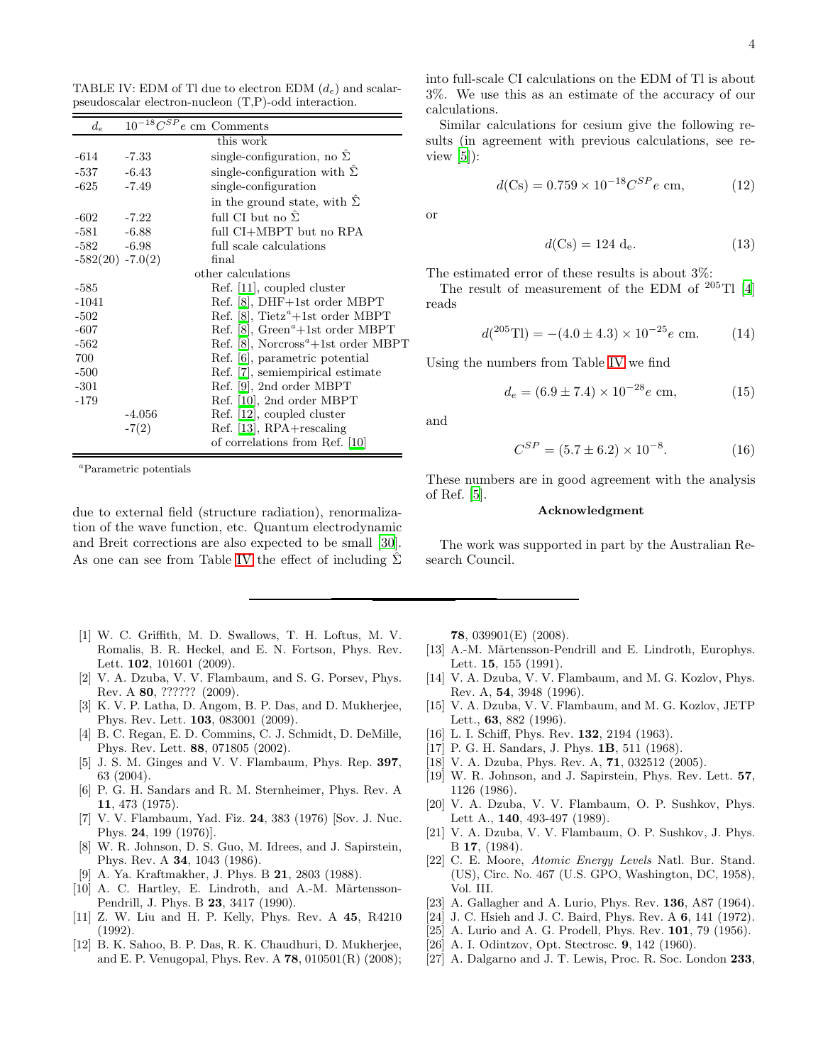TABLE IV: EDM of Tl due to electron EDM ($d_e$) and scalar-pseudoscalar electron-nucleon (T,P)-odd interaction.

| $d_e$ | $10^{-18}C^{SP}e$ cm | Comments |
|---|---|---|
| | | this work |
| -614 | -7.33 | single-configuration, no $\hat{\Sigma}$ |
| -537 | -6.43 | single-configuration with $\hat{\Sigma}$ |
| -625 | -7.49 | single-configuration in the ground state, with $\hat{\Sigma}$ |
| -602 | -7.22 | full CI but no $\hat{\Sigma}$ |
| -581 | -6.88 | full CI+MBPT but no RPA |
| -582 | -6.98 | full scale calculations |
| -582(20) | -7.0(2) | final |
| | | other calculations |
| -585 | | Ref. [11], coupled cluster |
| -1041 | | Ref. [8], DHF+1st order MBPT |
| -502 | | Ref. [8], Tietz[a]+1st order MBPT |
| -607 | | Ref. [8], Green[a]+1st order MBPT |
| -562 | | Ref. [8], Norcross[a]+1st order MBPT |
| 700 | | Ref. [6], parametric potential |
| -500 | | Ref. [7], semiempirical estimate |
| -301 | | Ref. [9], 2nd order MBPT |
| -179 | | Ref. [10], 2nd order MBPT |
| | -4.056 | Ref. [12], coupled cluster |
| | -7(2) | Ref. [13], RPA+rescaling of correlations from Ref. [10] |

[a]Parametric potentials

due to external field (structure radiation), renormalization of the wave function, etc. Quantum electrodynamic and Breit corrections are also expected to be small [30]. As one can see from Table IV the effect of including $\hat{\Sigma}$ into full-scale CI calculations on the EDM of Tl is about 3%. We use this as an estimate of the accuracy of our calculations.

Similar calculations for cesium give the following results (in agreement with previous calculations, see review [5]):

$$d(\text{Cs}) = 0.759 \times 10^{-18} C^{SP} e \text{ cm}, \tag{12}$$

or

$$d(\text{Cs}) = 124 \text{ d}_\text{e}. \tag{13}$$

The estimated error of these results is about 3%:

The result of measurement of the EDM of $^{205}$Tl [4] reads

$$d(^{205}\text{Tl}) = -(4.0 \pm 4.3) \times 10^{-25} e \text{ cm}. \tag{14}$$

Using the numbers from Table IV we find

$$d_e = (6.9 \pm 7.4) \times 10^{-28} e \text{ cm}, \tag{15}$$

and

$$C^{SP} = (5.7 \pm 6.2) \times 10^{-8}. \tag{16}$$

These numbers are in good agreement with the analysis of Ref. [5].

### Acknowledgment

The work was supported in part by the Australian Research Council.

---

[1] W. C. Griffith, M. D. Swallows, T. H. Loftus, M. V. Romalis, B. R. Heckel, and E. N. Fortson, Phys. Rev. Lett. **102**, 101601 (2009).

[2] V. A. Dzuba, V. V. Flambaum, and S. G. Porsev, Phys. Rev. A **80**, ?????? (2009).

[3] K. V. P. Latha, D. Angom, B. P. Das, and D. Mukherjee, Phys. Rev. Lett. **103**, 083001 (2009).

[4] B. C. Regan, E. D. Commins, C. J. Schmidt, D. DeMille, Phys. Rev. Lett. **88**, 071805 (2002).

[5] J. S. M. Ginges and V. V. Flambaum, Phys. Rep. **397**, 63 (2004).

[6] P. G. H. Sandars and R. M. Sternheimer, Phys. Rev. A **11**, 473 (1975).

[7] V. V. Flambaum, Yad. Fiz. **24**, 383 (1976) [Sov. J. Nuc. Phys. **24**, 199 (1976)].

[8] W. R. Johnson, D. S. Guo, M. Idrees, and J. Sapirstein, Phys. Rev. A **34**, 1043 (1986).

[9] A. Ya. Kraftmakher, J. Phys. B **21**, 2803 (1988).

[10] A. C. Hartley, E. Lindroth, and A.-M. Mårtensson-Pendrill, J. Phys. B **23**, 3417 (1990).

[11] Z. W. Liu and H. P. Kelly, Phys. Rev. A **45**, R4210 (1992).

[12] B. K. Sahoo, B. P. Das, R. K. Chaudhuri, D. Mukherjee, and E. P. Venugopal, Phys. Rev. A **78**, 010501(R) (2008); **78**, 039901(E) (2008).

[13] A.-M. Mårtensson-Pendrill and E. Lindroth, Europhys. Lett. **15**, 155 (1991).

[14] V. A. Dzuba, V. V. Flambaum, and M. G. Kozlov, Phys. Rev. A, **54**, 3948 (1996).

[15] V. A. Dzuba, V. V. Flambaum, and M. G. Kozlov, JETP Lett., **63**, 882 (1996).

[16] L. I. Schiff, Phys. Rev. **132**, 2194 (1963).

[17] P. G. H. Sandars, J. Phys. **1B**, 511 (1968).

[18] V. A. Dzuba, Phys. Rev. A, **71**, 032512 (2005).

[19] W. R. Johnson, and J. Sapirstein, Phys. Rev. Lett. **57**, 1126 (1986).

[20] V. A. Dzuba, V. V. Flambaum, O. P. Sushkov, Phys. Lett A., **140**, 493-497 (1989).

[21] V. A. Dzuba, V. V. Flambaum, O. P. Sushkov, J. Phys. B **17**, (1984).

[22] C. E. Moore, *Atomic Energy Levels* Natl. Bur. Stand. (US), Circ. No. 467 (U.S. GPO, Washington, DC, 1958), Vol. III.

[23] A. Gallagher and A. Lurio, Phys. Rev. **136**, A87 (1964).

[24] J. C. Hsieh and J. C. Baird, Phys. Rev. A **6**, 141 (1972).

[25] A. Lurio and A. G. Prodell, Phys. Rev. **101**, 79 (1956).

[26] A. I. Odintzov, Opt. Stectrosc. **9**, 142 (1960).

[27] A. Dalgarno and J. T. Lewis, Proc. R. Soc. London **233**,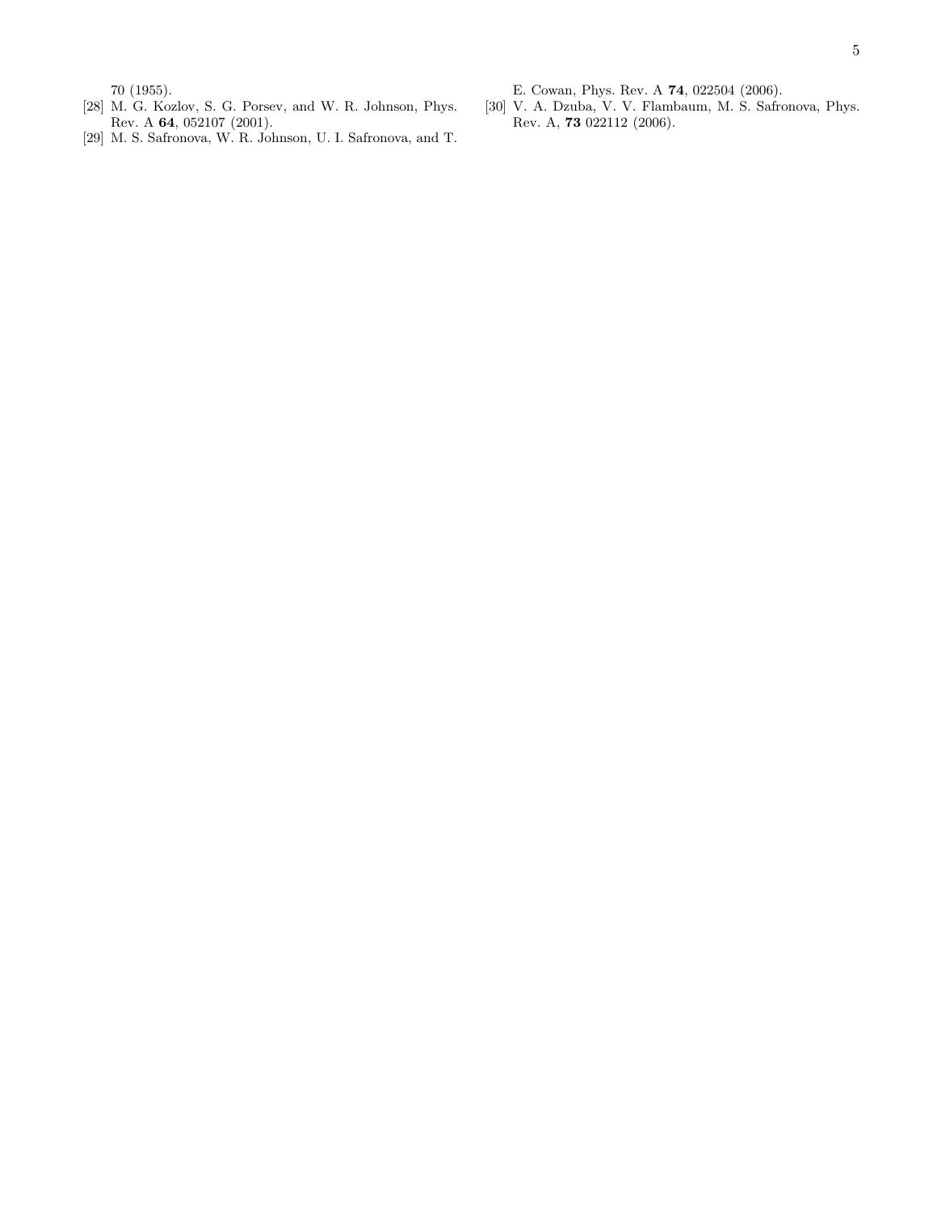70 (1955).

[28] M. G. Kozlov, S. G. Porsev, and W. R. Johnson, Phys. Rev. A **64**, 052107 (2001).

[29] M. S. Safronova, W. R. Johnson, U. I. Safronova, and T. E. Cowan, Phys. Rev. A **74**, 022504 (2006).

[30] V. A. Dzuba, V. V. Flambaum, M. S. Safronova, Phys. Rev. A, **73** 022112 (2006).